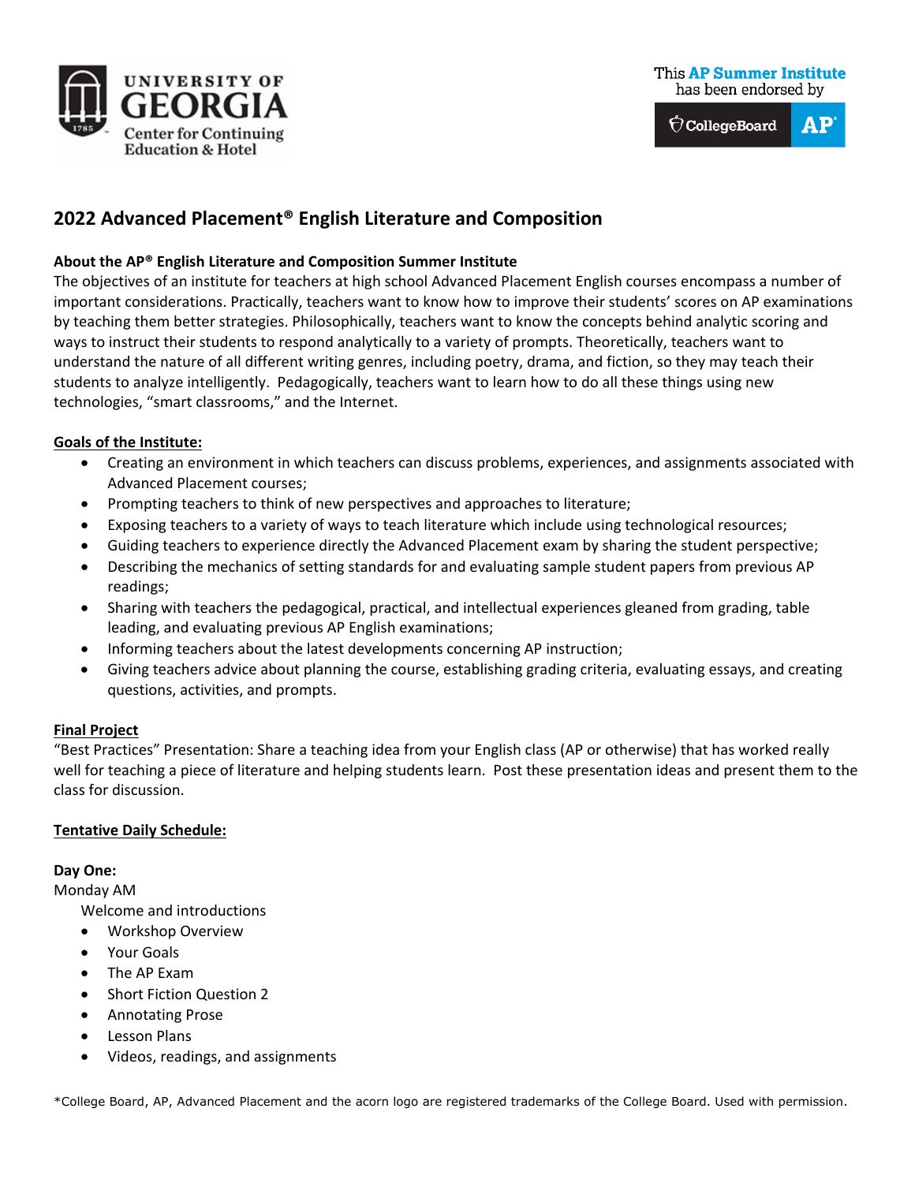UNIVERSITY OF GEORGIA
Center for Continuing Education & Hotel

This **AP Summer Institute** has been endorsed by CollegeBoard AP

# 2022 Advanced Placement® English Literature and Composition

**About the AP® English Literature and Composition Summer Institute**

The objectives of an institute for teachers at high school Advanced Placement English courses encompass a number of important considerations. Practically, teachers want to know how to improve their students' scores on AP examinations by teaching them better strategies. Philosophically, teachers want to know the concepts behind analytic scoring and ways to instruct their students to respond analytically to a variety of prompts. Theoretically, teachers want to understand the nature of all different writing genres, including poetry, drama, and fiction, so they may teach their students to analyze intelligently. Pedagogically, teachers want to learn how to do all these things using new technologies, "smart classrooms," and the Internet.

**Goals of the Institute:**

- Creating an environment in which teachers can discuss problems, experiences, and assignments associated with Advanced Placement courses;
- Prompting teachers to think of new perspectives and approaches to literature;
- Exposing teachers to a variety of ways to teach literature which include using technological resources;
- Guiding teachers to experience directly the Advanced Placement exam by sharing the student perspective;
- Describing the mechanics of setting standards for and evaluating sample student papers from previous AP readings;
- Sharing with teachers the pedagogical, practical, and intellectual experiences gleaned from grading, table leading, and evaluating previous AP English examinations;
- Informing teachers about the latest developments concerning AP instruction;
- Giving teachers advice about planning the course, establishing grading criteria, evaluating essays, and creating questions, activities, and prompts.

**Final Project**

"Best Practices" Presentation: Share a teaching idea from your English class (AP or otherwise) that has worked really well for teaching a piece of literature and helping students learn. Post these presentation ideas and present them to the class for discussion.

**Tentative Daily Schedule:**

**Day One:**

Monday AM

Welcome and introductions

- Workshop Overview
- Your Goals
- The AP Exam
- Short Fiction Question 2
- Annotating Prose
- Lesson Plans
- Videos, readings, and assignments

*College Board, AP, Advanced Placement and the acorn logo are registered trademarks of the College Board. Used with permission.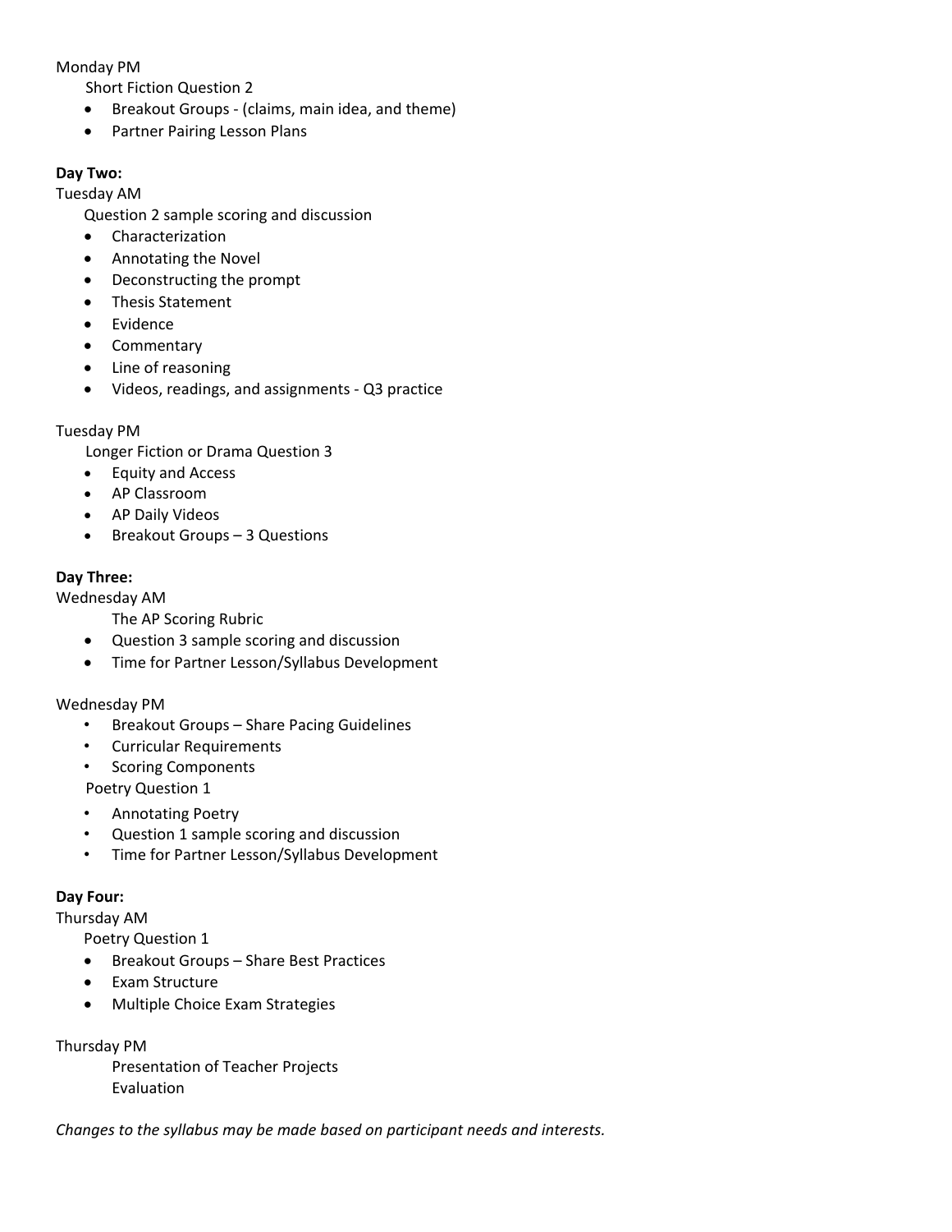Monday PM

Short Fiction Question 2

- Breakout Groups - (claims, main idea, and theme)
- Partner Pairing Lesson Plans

**Day Two:**

Tuesday AM

Question 2 sample scoring and discussion

- Characterization
- Annotating the Novel
- Deconstructing the prompt
- Thesis Statement
- Evidence
- Commentary
- Line of reasoning
- Videos, readings, and assignments - Q3 practice

Tuesday PM

Longer Fiction or Drama Question 3

- Equity and Access
- AP Classroom
- AP Daily Videos
- Breakout Groups – 3 Questions

**Day Three:**

Wednesday AM

The AP Scoring Rubric

- Question 3 sample scoring and discussion
- Time for Partner Lesson/Syllabus Development

Wednesday PM

- Breakout Groups – Share Pacing Guidelines
- Curricular Requirements
- Scoring Components

Poetry Question 1

- Annotating Poetry
- Question 1 sample scoring and discussion
- Time for Partner Lesson/Syllabus Development

**Day Four:**

Thursday AM

Poetry Question 1

- Breakout Groups – Share Best Practices
- Exam Structure
- Multiple Choice Exam Strategies

Thursday PM

Presentation of Teacher Projects

Evaluation

*Changes to the syllabus may be made based on participant needs and interests.*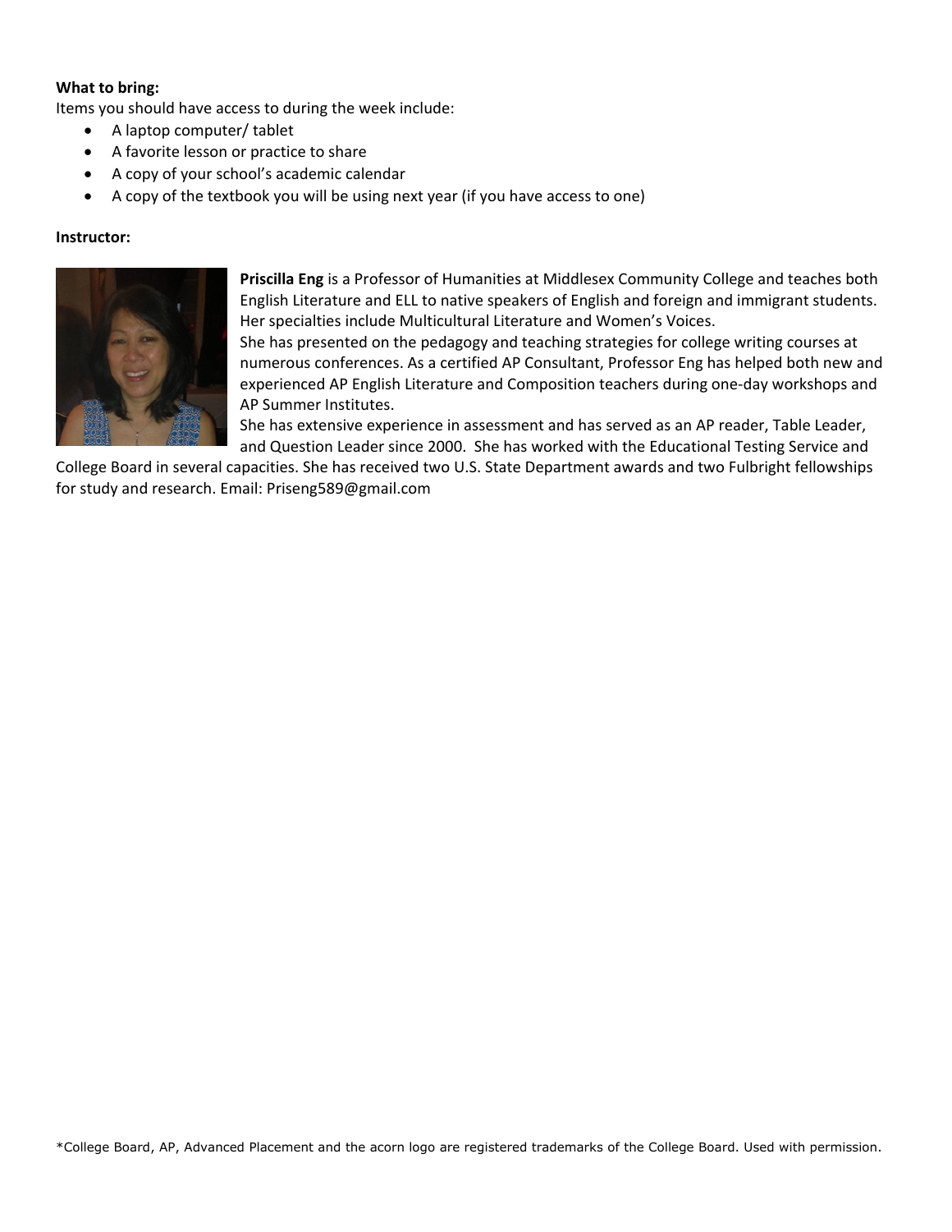**What to bring:**

Items you should have access to during the week include:

- A laptop computer/ tablet
- A favorite lesson or practice to share
- A copy of your school's academic calendar
- A copy of the textbook you will be using next year (if you have access to one)

**Instructor:**

**Priscilla Eng** is a Professor of Humanities at Middlesex Community College and teaches both English Literature and ELL to native speakers of English and foreign and immigrant students. Her specialties include Multicultural Literature and Women's Voices.

She has presented on the pedagogy and teaching strategies for college writing courses at numerous conferences. As a certified AP Consultant, Professor Eng has helped both new and experienced AP English Literature and Composition teachers during one-day workshops and AP Summer Institutes.

She has extensive experience in assessment and has served as an AP reader, Table Leader, and Question Leader since 2000. She has worked with the Educational Testing Service and College Board in several capacities. She has received two U.S. State Department awards and two Fulbright fellowships for study and research. Email: Priseng589@gmail.com

*College Board, AP, Advanced Placement and the acorn logo are registered trademarks of the College Board. Used with permission.